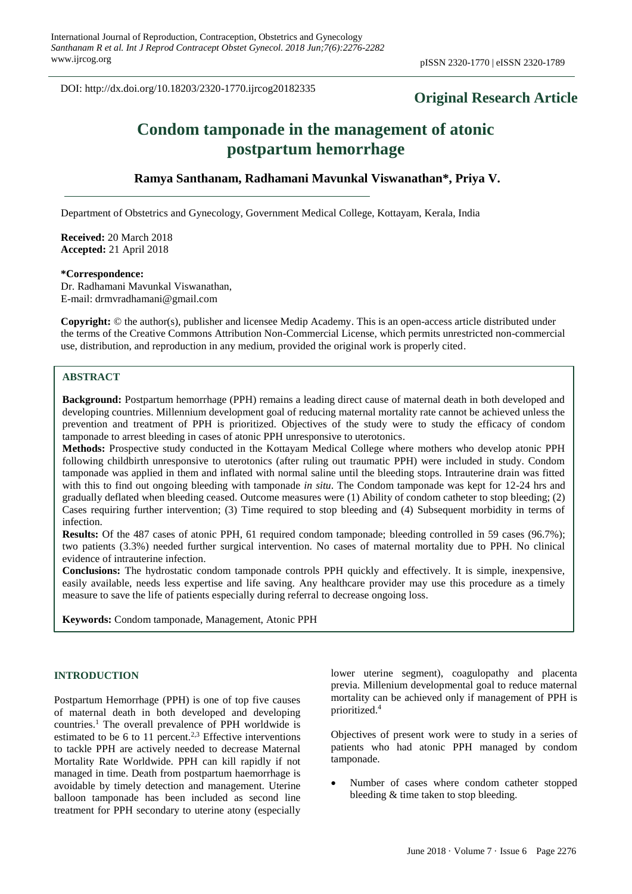DOI: http://dx.doi.org/10.18203/2320-1770.ijrcog20182335

**Original Research Article**

# Condom tamponade in the management of atonic postpartum hemorrhage

**Ramya Santhanam, Radhamani Mavunkal Viswanathan\*, Priya V.**

Department of Obstetrics and Gynecology, Government Medical College, Kottayam, Kerala, India

**Received:** 20 March 2018
**Accepted:** 21 April 2018

**\*Correspondence:**
Dr. Radhamani Mavunkal Viswanathan,
E-mail: drmvradhamani@gmail.com

**Copyright:** © the author(s), publisher and licensee Medip Academy. This is an open-access article distributed under the terms of the Creative Commons Attribution Non-Commercial License, which permits unrestricted non-commercial use, distribution, and reproduction in any medium, provided the original work is properly cited.

## ABSTRACT

**Background:** Postpartum hemorrhage (PPH) remains a leading direct cause of maternal death in both developed and developing countries. Millennium development goal of reducing maternal mortality rate cannot be achieved unless the prevention and treatment of PPH is prioritized. Objectives of the study were to study the efficacy of condom tamponade to arrest bleeding in cases of atonic PPH unresponsive to uterotonics.

**Methods:** Prospective study conducted in the Kottayam Medical College where mothers who develop atonic PPH following childbirth unresponsive to uterotonics (after ruling out traumatic PPH) were included in study. Condom tamponade was applied in them and inflated with normal saline until the bleeding stops. Intrauterine drain was fitted with this to find out ongoing bleeding with tamponade *in situ*. The Condom tamponade was kept for 12-24 hrs and gradually deflated when bleeding ceased. Outcome measures were (1) Ability of condom catheter to stop bleeding; (2) Cases requiring further intervention; (3) Time required to stop bleeding and (4) Subsequent morbidity in terms of infection.

**Results:** Of the 487 cases of atonic PPH, 61 required condom tamponade; bleeding controlled in 59 cases (96.7%); two patients (3.3%) needed further surgical intervention. No cases of maternal mortality due to PPH. No clinical evidence of intrauterine infection.

**Conclusions:** The hydrostatic condom tamponade controls PPH quickly and effectively. It is simple, inexpensive, easily available, needs less expertise and life saving. Any healthcare provider may use this procedure as a timely measure to save the life of patients especially during referral to decrease ongoing loss.

**Keywords:** Condom tamponade, Management, Atonic PPH

## INTRODUCTION

Postpartum Hemorrhage (PPH) is one of top five causes of maternal death in both developed and developing countries.[1] The overall prevalence of PPH worldwide is estimated to be 6 to 11 percent.[2,3] Effective interventions to tackle PPH are actively needed to decrease Maternal Mortality Rate Worldwide. PPH can kill rapidly if not managed in time. Death from postpartum haemorrhage is avoidable by timely detection and management. Uterine balloon tamponade has been included as second line treatment for PPH secondary to uterine atony (especially lower uterine segment), coagulopathy and placenta previa. Millenium developmental goal to reduce maternal mortality can be achieved only if management of PPH is prioritized.[4]

Objectives of present work were to study in a series of patients who had atonic PPH managed by condom tamponade.

- Number of cases where condom catheter stopped bleeding & time taken to stop bleeding.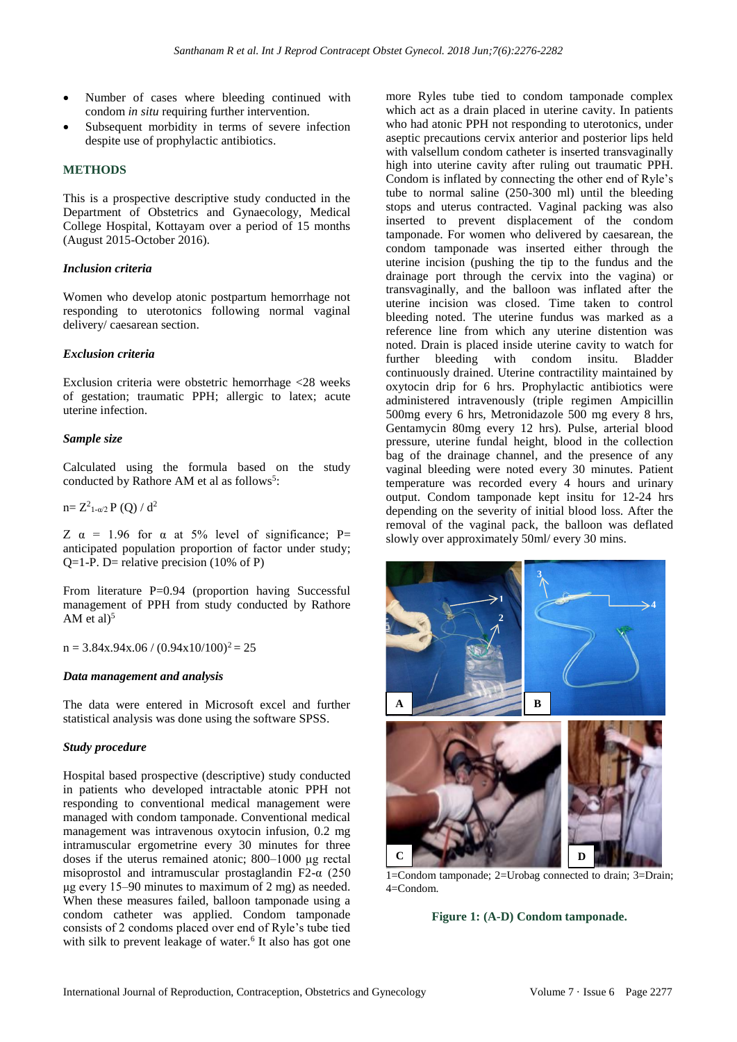- Number of cases where bleeding continued with condom *in situ* requiring further intervention.
- Subsequent morbidity in terms of severe infection despite use of prophylactic antibiotics.

## METHODS

This is a prospective descriptive study conducted in the Department of Obstetrics and Gynaecology, Medical College Hospital, Kottayam over a period of 15 months (August 2015-October 2016).

### Inclusion criteria

Women who develop atonic postpartum hemorrhage not responding to uterotonics following normal vaginal delivery/ caesarean section.

### Exclusion criteria

Exclusion criteria were obstetric hemorrhage <28 weeks of gestation; traumatic PPH; allergic to latex; acute uterine infection.

### Sample size

Calculated using the formula based on the study conducted by Rathore AM et al as follows[5]:

$$n = Z^2_{1-\alpha/2} P(Q) / d^2$$

Z α = 1.96 for α at 5% level of significance; P= anticipated population proportion of factor under study; Q=1-P. D= relative precision (10% of P)

From literature P=0.94 (proportion having Successful management of PPH from study conducted by Rathore AM et al)[5]

$$n = 3.84 \times .94 \times .06 / (0.94 \times 10/100)^2 = 25$$

### Data management and analysis

The data were entered in Microsoft excel and further statistical analysis was done using the software SPSS.

### Study procedure

Hospital based prospective (descriptive) study conducted in patients who developed intractable atonic PPH not responding to conventional medical management were managed with condom tamponade. Conventional medical management was intravenous oxytocin infusion, 0.2 mg intramuscular ergometrine every 30 minutes for three doses if the uterus remained atonic; 800–1000 µg rectal misoprostol and intramuscular prostaglandin F2-α (250 µg every 15–90 minutes to maximum of 2 mg) as needed. When these measures failed, balloon tamponade using a condom catheter was applied. Condom tamponade consists of 2 condoms placed over end of Ryle's tube tied with silk to prevent leakage of water.[6] It also has got one more Ryles tube tied to condom tamponade complex which act as a drain placed in uterine cavity. In patients who had atonic PPH not responding to uterotonics, under aseptic precautions cervix anterior and posterior lips held with valsellum condom catheter is inserted transvaginally high into uterine cavity after ruling out traumatic PPH. Condom is inflated by connecting the other end of Ryle's tube to normal saline (250-300 ml) until the bleeding stops and uterus contracted. Vaginal packing was also inserted to prevent displacement of the condom tamponade. For women who delivered by caesarean, the condom tamponade was inserted either through the uterine incision (pushing the tip to the fundus and the drainage port through the cervix into the vagina) or transvaginally, and the balloon was inflated after the uterine incision was closed. Time taken to control bleeding noted. The uterine fundus was marked as a reference line from which any uterine distention was noted. Drain is placed inside uterine cavity to watch for further bleeding with condom insitu. Bladder continuously drained. Uterine contractility maintained by oxytocin drip for 6 hrs. Prophylactic antibiotics were administered intravenously (triple regimen Ampicillin 500mg every 6 hrs, Metronidazole 500 mg every 8 hrs, Gentamycin 80mg every 12 hrs). Pulse, arterial blood pressure, uterine fundal height, blood in the collection bag of the drainage channel, and the presence of any vaginal bleeding were noted every 30 minutes. Patient temperature was recorded every 4 hours and urinary output. Condom tamponade kept insitu for 12-24 hrs depending on the severity of initial blood loss. After the removal of the vaginal pack, the balloon was deflated slowly over approximately 50ml/ every 30 mins.

1=Condom tamponade; 2=Urobag connected to drain; 3=Drain; 4=Condom.

**Figure 1: (A-D) Condom tamponade.**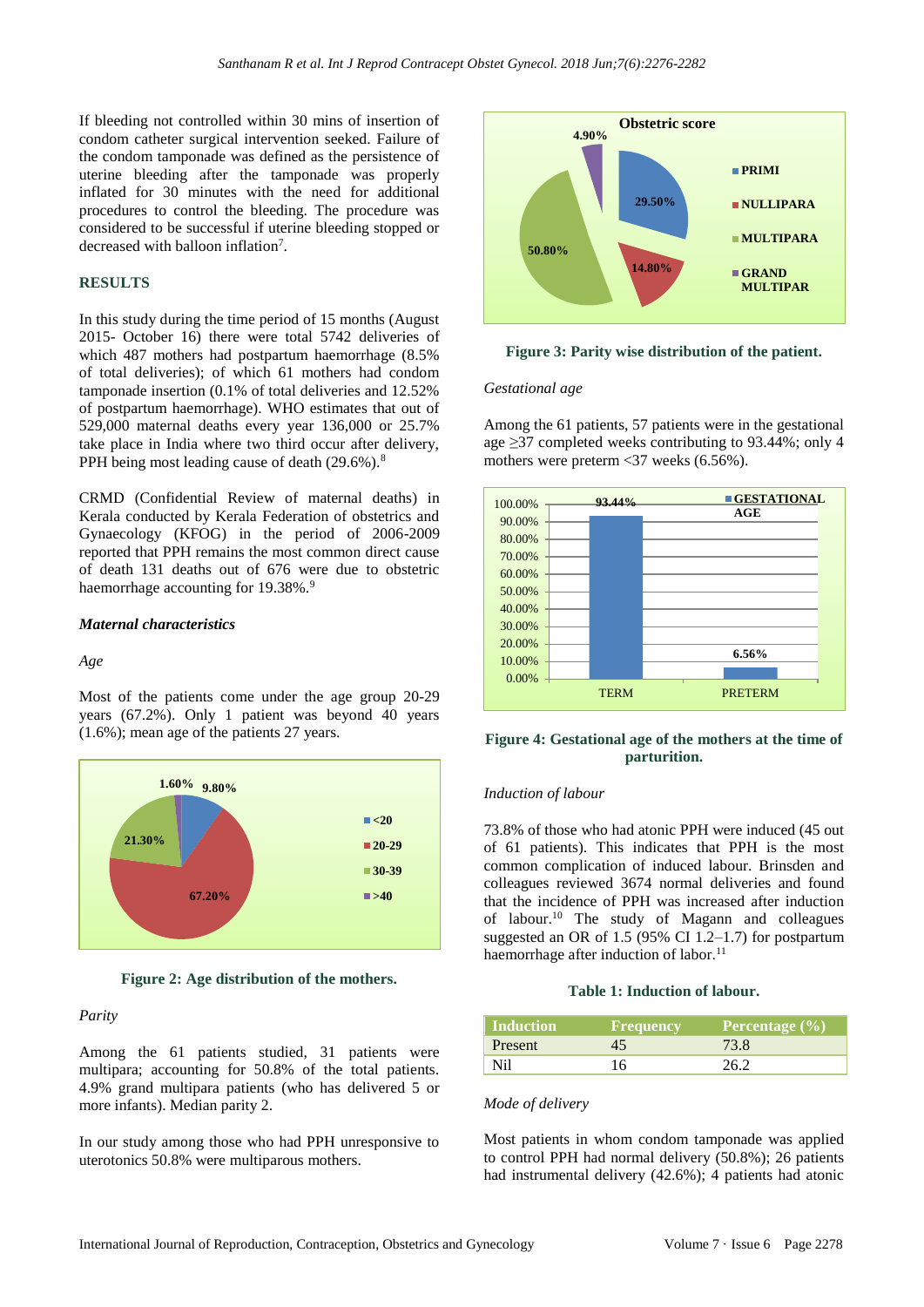If bleeding not controlled within 30 mins of insertion of condom catheter surgical intervention seeked. Failure of the condom tamponade was defined as the persistence of uterine bleeding after the tamponade was properly inflated for 30 minutes with the need for additional procedures to control the bleeding. The procedure was considered to be successful if uterine bleeding stopped or decreased with balloon inflation[7].

## RESULTS

In this study during the time period of 15 months (August 2015- October 16) there were total 5742 deliveries of which 487 mothers had postpartum haemorrhage (8.5% of total deliveries); of which 61 mothers had condom tamponade insertion (0.1% of total deliveries and 12.52% of postpartum haemorrhage). WHO estimates that out of 529,000 maternal deaths every year 136,000 or 25.7% take place in India where two third occur after delivery, PPH being most leading cause of death (29.6%).[8]

CRMD (Confidential Review of maternal deaths) in Kerala conducted by Kerala Federation of obstetrics and Gynaecology (KFOG) in the period of 2006-2009 reported that PPH remains the most common direct cause of death 131 deaths out of 676 were due to obstetric haemorrhage accounting for 19.38%.[9]

### *Maternal characteristics*

*Age*

Most of the patients come under the age group 20-29 years (67.2%). Only 1 patient was beyond 40 years (1.6%); mean age of the patients 27 years.

**Figure 2: Age distribution of the mothers.**

*Parity*

Among the 61 patients studied, 31 patients were multipara; accounting for 50.8% of the total patients. 4.9% grand multipara patients (who has delivered 5 or more infants). Median parity 2.

In our study among those who had PPH unresponsive to uterotonics 50.8% were multiparous mothers.

**Figure 3: Parity wise distribution of the patient.**

*Gestational age*

Among the 61 patients, 57 patients were in the gestational age ≥37 completed weeks contributing to 93.44%; only 4 mothers were preterm <37 weeks (6.56%).

**Figure 4: Gestational age of the mothers at the time of parturition.**

*Induction of labour*

73.8% of those who had atonic PPH were induced (45 out of 61 patients). This indicates that PPH is the most common complication of induced labour. Brinsden and colleagues reviewed 3674 normal deliveries and found that the incidence of PPH was increased after induction of labour.[10] The study of Magann and colleagues suggested an OR of 1.5 (95% CI 1.2–1.7) for postpartum haemorrhage after induction of labor.[11]

**Table 1: Induction of labour.**

| Induction | Frequency | Percentage (%) |
|---|---|---|
| Present | 45 | 73.8 |
| Nil | 16 | 26.2 |

*Mode of delivery*

Most patients in whom condom tamponade was applied to control PPH had normal delivery (50.8%); 26 patients had instrumental delivery (42.6%); 4 patients had atonic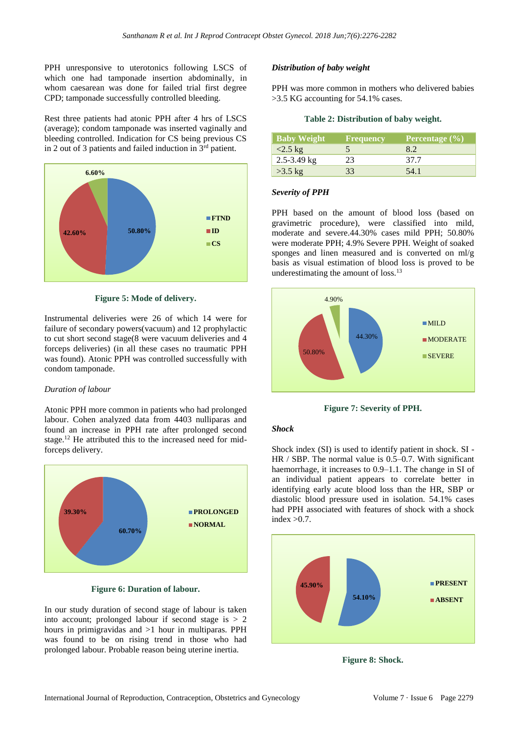PPH unresponsive to uterotonics following LSCS of which one had tamponade insertion abdominally, in whom caesarean was done for failed trial first degree CPD; tamponade successfully controlled bleeding.

Rest three patients had atonic PPH after 4 hrs of LSCS (average); condom tamponade was inserted vaginally and bleeding controlled. Indication for CS being previous CS in 2 out of 3 patients and failed induction in 3rd patient.

**Figure 5: Mode of delivery.**

Instrumental deliveries were 26 of which 14 were for failure of secondary powers(vacuum) and 12 prophylactic to cut short second stage(8 were vacuum deliveries and 4 forceps deliveries) (in all these cases no traumatic PPH was found). Atonic PPH was controlled successfully with condom tamponade.

*Duration of labour*

Atonic PPH more common in patients who had prolonged labour. Cohen analyzed data from 4403 nulliparas and found an increase in PPH rate after prolonged second stage.[12] He attributed this to the increased need for mid-forceps delivery.

**Figure 6: Duration of labour.**

In our study duration of second stage of labour is taken into account; prolonged labour if second stage is > 2 hours in primigravidas and >1 hour in multiparas. PPH was found to be on rising trend in those who had prolonged labour. Probable reason being uterine inertia.

***Distribution of baby weight***

PPH was more common in mothers who delivered babies >3.5 KG accounting for 54.1% cases.

**Table 2: Distribution of baby weight.**

| Baby Weight | Frequency | Percentage (%) |
|---|---|---|
| <2.5 kg | 5 | 8.2 |
| 2.5-3.49 kg | 23 | 37.7 |
| >3.5 kg | 33 | 54.1 |

***Severity of PPH***

PPH based on the amount of blood loss (based on gravimetric procedure), were classified into mild, moderate and severe.44.30% cases mild PPH; 50.80% were moderate PPH; 4.9% Severe PPH. Weight of soaked sponges and linen measured and is converted on ml/g basis as visual estimation of blood loss is proved to be underestimating the amount of loss.[13]

**Figure 7: Severity of PPH.**

***Shock***

Shock index (SI) is used to identify patient in shock. SI - HR / SBP. The normal value is 0.5–0.7. With significant haemorrhage, it increases to 0.9–1.1. The change in SI of an individual patient appears to correlate better in identifying early acute blood loss than the HR, SBP or diastolic blood pressure used in isolation. 54.1% cases had PPH associated with features of shock with a shock index >0.7.

**Figure 8: Shock.**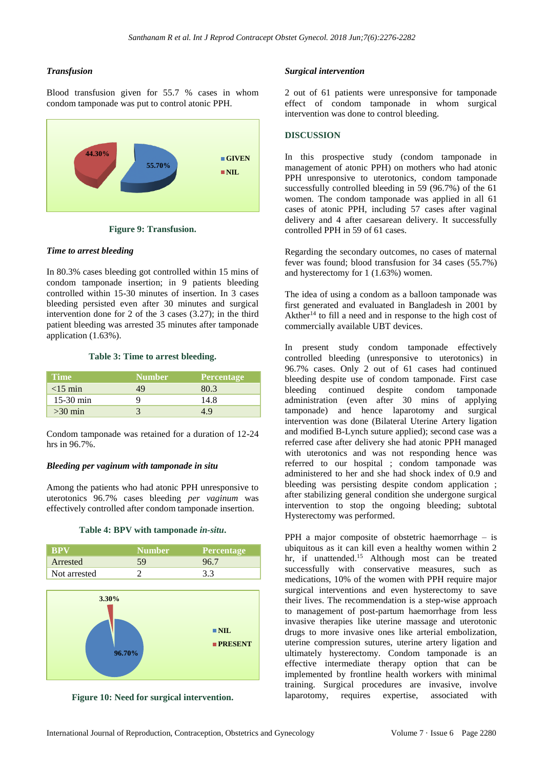### *Transfusion*

Blood transfusion given for 55.7 % cases in whom condom tamponade was put to control atonic PPH.

**Figure 9: Transfusion.**

### *Time to arrest bleeding*

In 80.3% cases bleeding got controlled within 15 mins of condom tamponade insertion; in 9 patients bleeding controlled within 15-30 minutes of insertion. In 3 cases bleeding persisted even after 30 minutes and surgical intervention done for 2 of the 3 cases (3.27); in the third patient bleeding was arrested 35 minutes after tamponade application (1.63%).

**Table 3: Time to arrest bleeding.**

| Time | Number | Percentage |
|---|---|---|
| <15 min | 49 | 80.3 |
| 15-30 min | 9 | 14.8 |
| >30 min | 3 | 4.9 |

Condom tamponade was retained for a duration of 12-24 hrs in 96.7%.

### *Bleeding per vaginum with tamponade in situ*

Among the patients who had atonic PPH unresponsive to uterotonics 96.7% cases bleeding *per vaginum* was effectively controlled after condom tamponade insertion.

**Table 4: BPV with tamponade *in-situ*.**

| BPV | Number | Percentage |
|---|---|---|
| Arrested | 59 | 96.7 |
| Not arrested | 2 | 3.3 |

**Figure 10: Need for surgical intervention.**

### *Surgical intervention*

2 out of 61 patients were unresponsive for tamponade effect of condom tamponade in whom surgical intervention was done to control bleeding.

## DISCUSSION

In this prospective study (condom tamponade in management of atonic PPH) on mothers who had atonic PPH unresponsive to uterotonics, condom tamponade successfully controlled bleeding in 59 (96.7%) of the 61 women. The condom tamponade was applied in all 61 cases of atonic PPH, including 57 cases after vaginal delivery and 4 after caesarean delivery. It successfully controlled PPH in 59 of 61 cases.

Regarding the secondary outcomes, no cases of maternal fever was found; blood transfusion for 34 cases (55.7%) and hysterectomy for 1 (1.63%) women.

The idea of using a condom as a balloon tamponade was first generated and evaluated in Bangladesh in 2001 by Akther[14] to fill a need and in response to the high cost of commercially available UBT devices.

In present study condom tamponade effectively controlled bleeding (unresponsive to uterotonics) in 96.7% cases. Only 2 out of 61 cases had continued bleeding despite use of condom tamponade. First case bleeding continued despite condom tamponade administration (even after 30 mins of applying tamponade) and hence laparotomy and surgical intervention was done (Bilateral Uterine Artery ligation and modified B-Lynch suture applied); second case was a referred case after delivery she had atonic PPH managed with uterotonics and was not responding hence was referred to our hospital ; condom tamponade was administered to her and she had shock index of 0.9 and bleeding was persisting despite condom application ; after stabilizing general condition she undergone surgical intervention to stop the ongoing bleeding; subtotal Hysterectomy was performed.

PPH a major composite of obstetric haemorrhage – is ubiquitous as it can kill even a healthy women within 2 hr, if unattended.[15] Although most can be treated successfully with conservative measures, such as medications, 10% of the women with PPH require major surgical interventions and even hysterectomy to save their lives. The recommendation is a step-wise approach to management of post-partum haemorrhage from less invasive therapies like uterine massage and uterotonic drugs to more invasive ones like arterial embolization, uterine compression sutures, uterine artery ligation and ultimately hysterectomy. Condom tamponade is an effective intermediate therapy option that can be implemented by frontline health workers with minimal training. Surgical procedures are invasive, involve laparotomy, requires expertise, associated with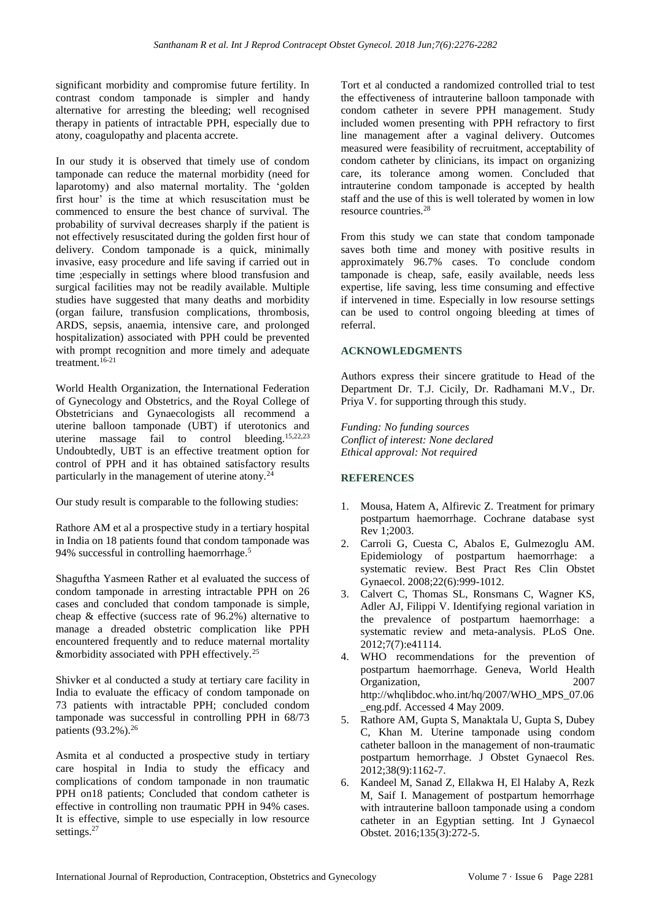significant morbidity and compromise future fertility. In contrast condom tamponade is simpler and handy alternative for arresting the bleeding; well recognised therapy in patients of intractable PPH, especially due to atony, coagulopathy and placenta accrete.

In our study it is observed that timely use of condom tamponade can reduce the maternal morbidity (need for laparotomy) and also maternal mortality. The 'golden first hour' is the time at which resuscitation must be commenced to ensure the best chance of survival. The probability of survival decreases sharply if the patient is not effectively resuscitated during the golden first hour of delivery. Condom tamponade is a quick, minimally invasive, easy procedure and life saving if carried out in time ;especially in settings where blood transfusion and surgical facilities may not be readily available. Multiple studies have suggested that many deaths and morbidity (organ failure, transfusion complications, thrombosis, ARDS, sepsis, anaemia, intensive care, and prolonged hospitalization) associated with PPH could be prevented with prompt recognition and more timely and adequate treatment.[16-21]

World Health Organization, the International Federation of Gynecology and Obstetrics, and the Royal College of Obstetricians and Gynaecologists all recommend a uterine balloon tamponade (UBT) if uterotonics and uterine massage fail to control bleeding.[15,22,23] Undoubtedly, UBT is an effective treatment option for control of PPH and it has obtained satisfactory results particularly in the management of uterine atony.[24]

Our study result is comparable to the following studies:

Rathore AM et al a prospective study in a tertiary hospital in India on 18 patients found that condom tamponade was 94% successful in controlling haemorrhage.[5]

Shaguftha Yasmeen Rather et al evaluated the success of condom tamponade in arresting intractable PPH on 26 cases and concluded that condom tamponade is simple, cheap & effective (success rate of 96.2%) alternative to manage a dreaded obstetric complication like PPH encountered frequently and to reduce maternal mortality &morbidity associated with PPH effectively.[25]

Shivker et al conducted a study at tertiary care facility in India to evaluate the efficacy of condom tamponade on 73 patients with intractable PPH; concluded condom tamponade was successful in controlling PPH in 68/73 patients (93.2%).[26]

Asmita et al conducted a prospective study in tertiary care hospital in India to study the efficacy and complications of condom tamponade in non traumatic PPH on18 patients; Concluded that condom catheter is effective in controlling non traumatic PPH in 94% cases. It is effective, simple to use especially in low resource settings.[27]

Tort et al conducted a randomized controlled trial to test the effectiveness of intrauterine balloon tamponade with condom catheter in severe PPH management. Study included women presenting with PPH refractory to first line management after a vaginal delivery. Outcomes measured were feasibility of recruitment, acceptability of condom catheter by clinicians, its impact on organizing care, its tolerance among women. Concluded that intrauterine condom tamponade is accepted by health staff and the use of this is well tolerated by women in low resource countries.[28]

From this study we can state that condom tamponade saves both time and money with positive results in approximately 96.7% cases. To conclude condom tamponade is cheap, safe, easily available, needs less expertise, life saving, less time consuming and effective if intervened in time. Especially in low resourse settings can be used to control ongoing bleeding at times of referral.

## ACKNOWLEDGMENTS

Authors express their sincere gratitude to Head of the Department Dr. T.J. Cicily, Dr. Radhamani M.V., Dr. Priya V. for supporting through this study.

*Funding: No funding sources*
*Conflict of interest: None declared*
*Ethical approval: Not required*

## REFERENCES

1. Mousa, Hatem A, Alfirevic Z. Treatment for primary postpartum haemorrhage. Cochrane database syst Rev 1;2003.
2. Carroli G, Cuesta C, Abalos E, Gulmezoglu AM. Epidemiology of postpartum haemorrhage: a systematic review. Best Pract Res Clin Obstet Gynaecol. 2008;22(6):999-1012.
3. Calvert C, Thomas SL, Ronsmans C, Wagner KS, Adler AJ, Filippi V. Identifying regional variation in the prevalence of postpartum haemorrhage: a systematic review and meta-analysis. PLoS One. 2012;7(7):e41114.
4. WHO recommendations for the prevention of postpartum haemorrhage. Geneva, World Health Organization, 2007 http://whqlibdoc.who.int/hq/2007/WHO_MPS_07.06_eng.pdf. Accessed 4 May 2009.
5. Rathore AM, Gupta S, Manaktala U, Gupta S, Dubey C, Khan M. Uterine tamponade using condom catheter balloon in the management of non-traumatic postpartum hemorrhage. J Obstet Gynaecol Res. 2012;38(9):1162-7.
6. Kandeel M, Sanad Z, Ellakwa H, El Halaby A, Rezk M, Saif I. Management of postpartum hemorrhage with intrauterine balloon tamponade using a condom catheter in an Egyptian setting. Int J Gynaecol Obstet. 2016;135(3):272-5.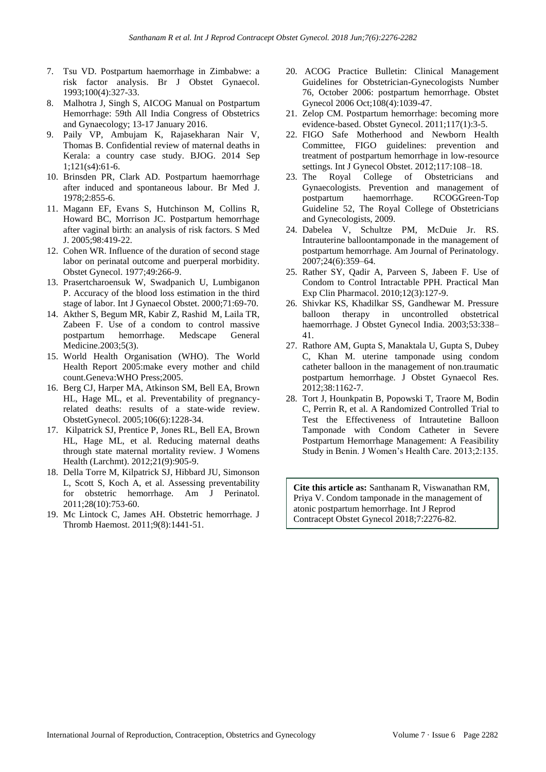7. Tsu VD. Postpartum haemorrhage in Zimbabwe: a risk factor analysis. Br J Obstet Gynaecol. 1993;100(4):327-33.
8. Malhotra J, Singh S, AICOG Manual on Postpartum Hemorrhage: 59th All India Congress of Obstetrics and Gynaecology; 13-17 January 2016.
9. Paily VP, Ambujam K, Rajasekharan Nair V, Thomas B. Confidential review of maternal deaths in Kerala: a country case study. BJOG. 2014 Sep 1;121(s4):61-6.
10. Brinsden PR, Clark AD. Postpartum haemorrhage after induced and spontaneous labour. Br Med J. 1978;2:855-6.
11. Magann EF, Evans S, Hutchinson M, Collins R, Howard BC, Morrison JC. Postpartum hemorrhage after vaginal birth: an analysis of risk factors. S Med J. 2005;98:419-22.
12. Cohen WR. Influence of the duration of second stage labor on perinatal outcome and puerperal morbidity. Obstet Gynecol. 1977;49:266-9.
13. Prasertcharoensuk W, Swadpanich U, Lumbiganon P. Accuracy of the blood loss estimation in the third stage of labor. Int J Gynaecol Obstet. 2000;71:69-70.
14. Akther S, Begum MR, Kabir Z, Rashid M, Laila TR, Zabeen F. Use of a condom to control massive postpartum hemorrhage. Medscape General Medicine.2003;5(3).
15. World Health Organisation (WHO). The World Health Report 2005:make every mother and child count.Geneva:WHO Press;2005.
16. Berg CJ, Harper MA, Atkinson SM, Bell EA, Brown HL, Hage ML, et al. Preventability of pregnancy-related deaths: results of a state-wide review. ObstetGynecol. 2005;106(6):1228-34.
17. Kilpatrick SJ, Prentice P, Jones RL, Bell EA, Brown HL, Hage ML, et al. Reducing maternal deaths through state maternal mortality review. J Womens Health (Larchmt). 2012;21(9):905-9.
18. Della Torre M, Kilpatrick SJ, Hibbard JU, Simonson L, Scott S, Koch A, et al. Assessing preventability for obstetric hemorrhage. Am J Perinatol. 2011;28(10):753-60.
19. Mc Lintock C, James AH. Obstetric hemorrhage. J Thromb Haemost. 2011;9(8):1441-51.
20. ACOG Practice Bulletin: Clinical Management Guidelines for Obstetrician-Gynecologists Number 76, October 2006: postpartum hemorrhage. Obstet Gynecol 2006 Oct;108(4):1039-47.
21. Zelop CM. Postpartum hemorrhage: becoming more evidence-based. Obstet Gynecol. 2011;117(1):3-5.
22. FIGO Safe Motherhood and Newborn Health Committee, FIGO guidelines: prevention and treatment of postpartum hemorrhage in low-resource settings. Int J Gynecol Obstet. 2012;117:108–18.
23. The Royal College of Obstetricians and Gynaecologists. Prevention and management of postpartum haemorrhage. RCOGGreen-Top Guideline 52, The Royal College of Obstetricians and Gynecologists, 2009.
24. Dabelea V, Schultze PM, McDuie Jr. RS. Intrauterine balloontamponade in the management of postpartum hemorrhage. Am Journal of Perinatology. 2007;24(6):359–64.
25. Rather SY, Qadir A, Parveen S, Jabeen F. Use of Condom to Control Intractable PPH. Practical Man Exp Clin Pharmacol. 2010;12(3):127-9.
26. Shivkar KS, Khadilkar SS, Gandhewar M. Pressure balloon therapy in uncontrolled obstetrical haemorrhage. J Obstet Gynecol India. 2003;53:338–41.
27. Rathore AM, Gupta S, Manaktala U, Gupta S, Dubey C, Khan M. uterine tamponade using condom catheter balloon in the management of non.traumatic postpartum hemorrhage. J Obstet Gynaecol Res. 2012;38:1162-7.
28. Tort J, Hounkpatin B, Popowski T, Traore M, Bodin C, Perrin R, et al. A Randomized Controlled Trial to Test the Effectiveness of Intrautetine Balloon Tamponade with Condom Catheter in Severe Postpartum Hemorrhage Management: A Feasibility Study in Benin. J Women's Health Care. 2013;2:135.

**Cite this article as:** Santhanam R, Viswanathan RM, Priya V. Condom tamponade in the management of atonic postpartum hemorrhage. Int J Reprod Contracept Obstet Gynecol 2018;7:2276-82.